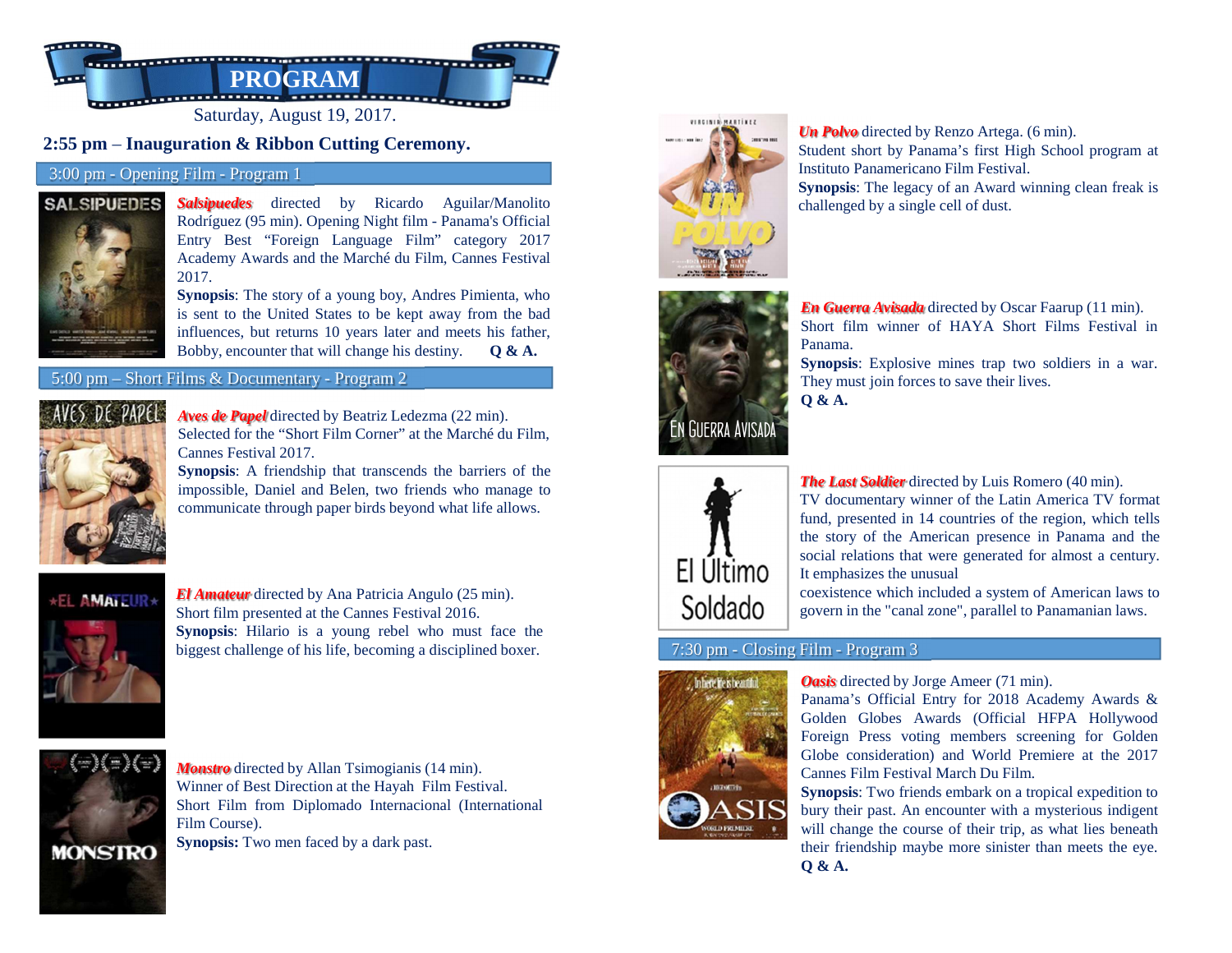# PROGRAM

Saturday, August 19, 2017.

**2:55 pm – Inauguration & Ribbon Cutting Ceremony.**

## 3:00 pm - Opening Film - Program 1

***Salsipuedes*** directed by Ricardo Aguilar/Manolito Rodríguez (95 min). Opening Night film - Panama's Official Entry Best "Foreign Language Film" category 2017 Academy Awards and the Marché du Film, Cannes Festival 2017.

**Synopsis**: The story of a young boy, Andres Pimienta, who is sent to the United States to be kept away from the bad influences, but returns 10 years later and meets his father, Bobby, encounter that will change his destiny. **Q & A.**

## 5:00 pm – Short Films & Documentary - Program 2

***Aves de Papel*** directed by Beatriz Ledezma (22 min). Selected for the "Short Film Corner" at the Marché du Film, Cannes Festival 2017.

**Synopsis**: A friendship that transcends the barriers of the impossible, Daniel and Belen, two friends who manage to communicate through paper birds beyond what life allows.

***El Amateur*** directed by Ana Patricia Angulo (25 min). Short film presented at the Cannes Festival 2016.

**Synopsis**: Hilario is a young rebel who must face the biggest challenge of his life, becoming a disciplined boxer.

***Monstro*** directed by Allan Tsimogianis (14 min). Winner of Best Direction at the Hayah Film Festival. Short Film from Diplomado Internacional (International Film Course).

**Synopsis:** Two men faced by a dark past.

***Un Polvo*** directed by Renzo Artega. (6 min). Student short by Panama's first High School program at Instituto Panamericano Film Festival.

**Synopsis**: The legacy of an Award winning clean freak is challenged by a single cell of dust.

***En Guerra Avisada*** directed by Oscar Faarup (11 min). Short film winner of HAYA Short Films Festival in Panama.

**Synopsis**: Explosive mines trap two soldiers in a war. They must join forces to save their lives.

**Q & A.**

***The Last Soldier*** directed by Luis Romero (40 min). TV documentary winner of the Latin America TV format fund, presented in 14 countries of the region, which tells the story of the American presence in Panama and the social relations that were generated for almost a century. It emphasizes the unusual coexistence which included a system of American laws to govern in the "canal zone", parallel to Panamanian laws.

## 7:30 pm - Closing Film - Program 3

***Oasis*** directed by Jorge Ameer (71 min). Panama's Official Entry for 2018 Academy Awards & Golden Globes Awards (Official HFPA Hollywood Foreign Press voting members screening for Golden Globe consideration) and World Premiere at the 2017 Cannes Film Festival March Du Film.

**Synopsis**: Two friends embark on a tropical expedition to bury their past. An encounter with a mysterious indigent will change the course of their trip, as what lies beneath their friendship maybe more sinister than meets the eye.

**Q & A.**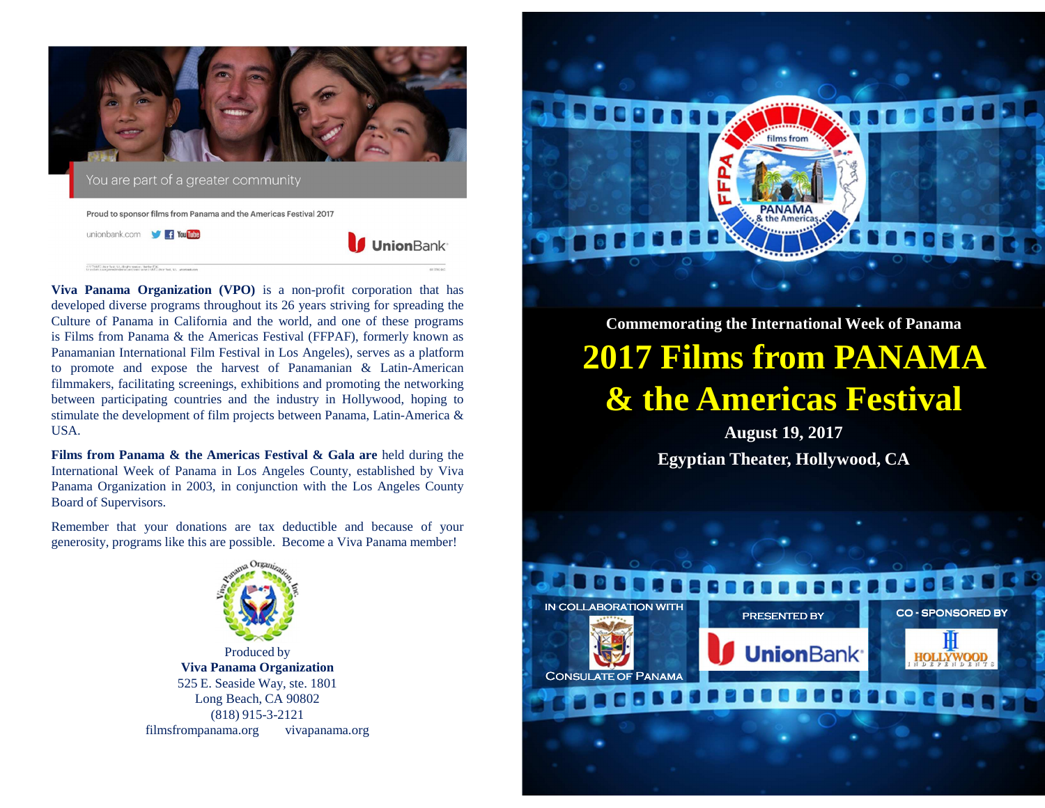You are part of a greater community

Proud to sponsor films from Panama and the Americas Festival 2017

unionbank.com

UnionBank

**Viva Panama Organization (VPO)** is a non-profit corporation that has developed diverse programs throughout its 26 years striving for spreading the Culture of Panama in California and the world, and one of these programs is Films from Panama & the Americas Festival (FFPAF), formerly known as Panamanian International Film Festival in Los Angeles), serves as a platform to promote and expose the harvest of Panamanian & Latin-American filmmakers, facilitating screenings, exhibitions and promoting the networking between participating countries and the industry in Hollywood, hoping to stimulate the development of film projects between Panama, Latin-America & USA.

**Films from Panama & the Americas Festival & Gala are** held during the International Week of Panama in Los Angeles County, established by Viva Panama Organization in 2003, in conjunction with the Los Angeles County Board of Supervisors.

Remember that your donations are tax deductible and because of your generosity, programs like this are possible. Become a Viva Panama member!

Produced by
**Viva Panama Organization**
525 E. Seaside Way, ste. 1801
Long Beach, CA 90802
(818) 915-3-2121
filmsfrompanama.org vivapanama.org

**Commemorating the International Week of Panama**

# 2017 Films from PANAMA & the Americas Festival

**August 19, 2017**

**Egyptian Theater, Hollywood, CA**

IN COLLABORATION WITH
CONSULATE OF PANAMA

PRESENTED BY
UnionBank

CO - SPONSORED BY
HOLLYWOOD INDEPENDENTS